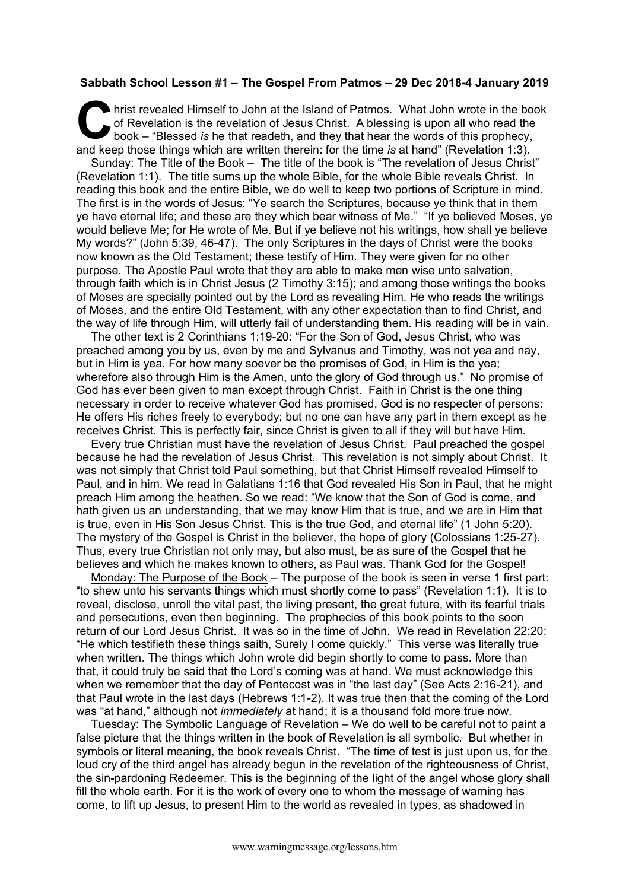**Sabbath School Lesson #1 – The Gospel From Patmos – 29 Dec 2018-4 January 2019**

Christ revealed Himself to John at the Island of Patmos. What John wrote in the book of Revelation is the revelation of Jesus Christ. A blessing is upon all who read the book – "Blessed *is* he that readeth, and they that hear the words of this prophecy, and keep those things which are written therein: for the time *is* at hand" (Revelation 1:3).

Sunday: The Title of the Book – The title of the book is "The revelation of Jesus Christ" (Revelation 1:1). The title sums up the whole Bible, for the whole Bible reveals Christ. In reading this book and the entire Bible, we do well to keep two portions of Scripture in mind. The first is in the words of Jesus: "Ye search the Scriptures, because ye think that in them ye have eternal life; and these are they which bear witness of Me." "If ye believed Moses, ye would believe Me; for He wrote of Me. But if ye believe not his writings, how shall ye believe My words?" (John 5:39, 46-47). The only Scriptures in the days of Christ were the books now known as the Old Testament; these testify of Him. They were given for no other purpose. The Apostle Paul wrote that they are able to make men wise unto salvation, through faith which is in Christ Jesus (2 Timothy 3:15); and among those writings the books of Moses are specially pointed out by the Lord as revealing Him. He who reads the writings of Moses, and the entire Old Testament, with any other expectation than to find Christ, and the way of life through Him, will utterly fail of understanding them. His reading will be in vain.

The other text is 2 Corinthians 1:19-20: "For the Son of God, Jesus Christ, who was preached among you by us, even by me and Sylvanus and Timothy, was not yea and nay, but in Him is yea. For how many soever be the promises of God, in Him is the yea; wherefore also through Him is the Amen, unto the glory of God through us." No promise of God has ever been given to man except through Christ. Faith in Christ is the one thing necessary in order to receive whatever God has promised, God is no respecter of persons: He offers His riches freely to everybody; but no one can have any part in them except as he receives Christ. This is perfectly fair, since Christ is given to all if they will but have Him.

Every true Christian must have the revelation of Jesus Christ. Paul preached the gospel because he had the revelation of Jesus Christ. This revelation is not simply about Christ. It was not simply that Christ told Paul something, but that Christ Himself revealed Himself to Paul, and in him. We read in Galatians 1:16 that God revealed His Son in Paul, that he might preach Him among the heathen. So we read: "We know that the Son of God is come, and hath given us an understanding, that we may know Him that is true, and we are in Him that is true, even in His Son Jesus Christ. This is the true God, and eternal life" (1 John 5:20). The mystery of the Gospel is Christ in the believer, the hope of glory (Colossians 1:25-27). Thus, every true Christian not only may, but also must, be as sure of the Gospel that he believes and which he makes known to others, as Paul was. Thank God for the Gospel!

Monday: The Purpose of the Book – The purpose of the book is seen in verse 1 first part: "to shew unto his servants things which must shortly come to pass" (Revelation 1:1). It is to reveal, disclose, unroll the vital past, the living present, the great future, with its fearful trials and persecutions, even then beginning. The prophecies of this book points to the soon return of our Lord Jesus Christ. It was so in the time of John. We read in Revelation 22:20: "He which testifieth these things saith, Surely I come quickly." This verse was literally true when written. The things which John wrote did begin shortly to come to pass. More than that, it could truly be said that the Lord's coming was at hand. We must acknowledge this when we remember that the day of Pentecost was in "the last day" (See Acts 2:16-21), and that Paul wrote in the last days (Hebrews 1:1-2). It was true then that the coming of the Lord was "at hand," although not *immediately* at hand; it is a thousand fold more true now.

Tuesday: The Symbolic Language of Revelation – We do well to be careful not to paint a false picture that the things written in the book of Revelation is all symbolic. But whether in symbols or literal meaning, the book reveals Christ. "The time of test is just upon us, for the loud cry of the third angel has already begun in the revelation of the righteousness of Christ, the sin-pardoning Redeemer. This is the beginning of the light of the angel whose glory shall fill the whole earth. For it is the work of every one to whom the message of warning has come, to lift up Jesus, to present Him to the world as revealed in types, as shadowed in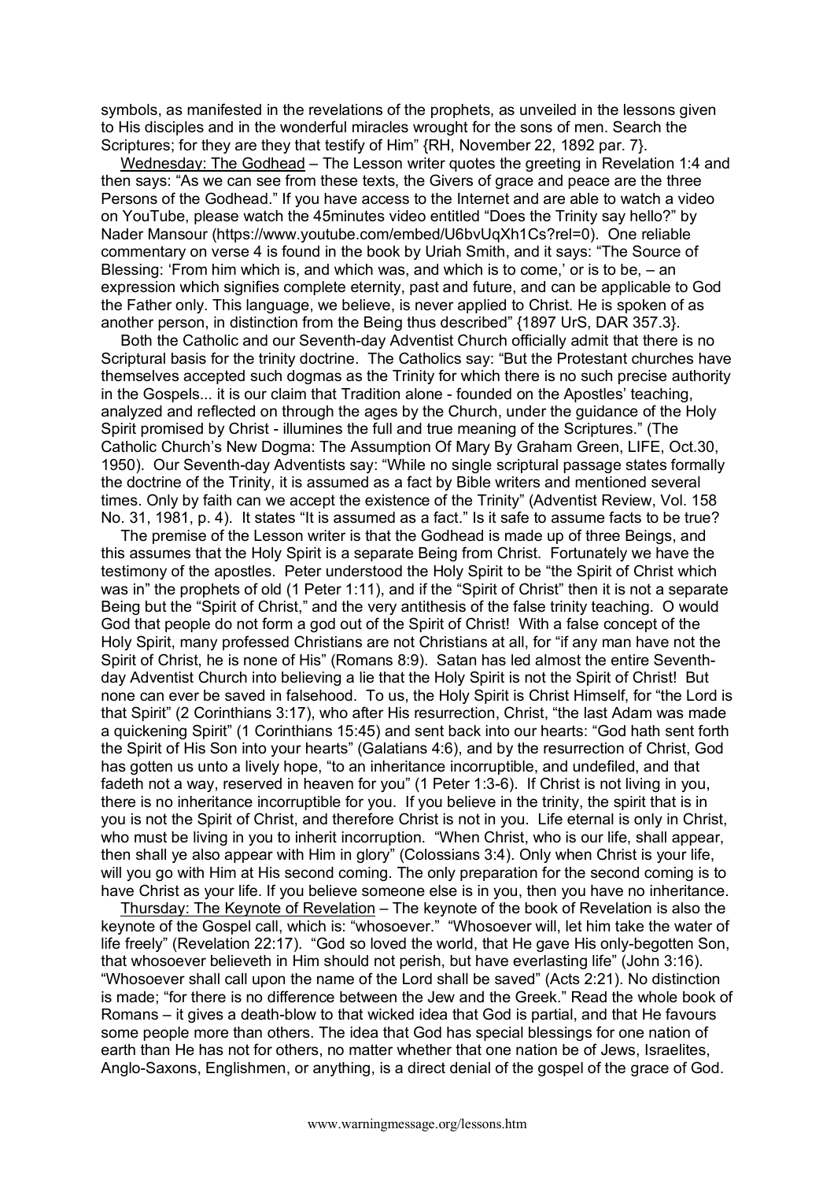symbols, as manifested in the revelations of the prophets, as unveiled in the lessons given to His disciples and in the wonderful miracles wrought for the sons of men. Search the Scriptures; for they are they that testify of Him" {RH, November 22, 1892 par. 7}.

Wednesday: The Godhead – The Lesson writer quotes the greeting in Revelation 1:4 and then says: "As we can see from these texts, the Givers of grace and peace are the three Persons of the Godhead." If you have access to the Internet and are able to watch a video on YouTube, please watch the 45minutes video entitled "Does the Trinity say hello?" by Nader Mansour (https://www.youtube.com/embed/U6bvUqXh1Cs?rel=0). One reliable commentary on verse 4 is found in the book by Uriah Smith, and it says: "The Source of Blessing: 'From him which is, and which was, and which is to come,' or is to be, – an expression which signifies complete eternity, past and future, and can be applicable to God the Father only. This language, we believe, is never applied to Christ. He is spoken of as another person, in distinction from the Being thus described" {1897 UrS, DAR 357.3}.

Both the Catholic and our Seventh-day Adventist Church officially admit that there is no Scriptural basis for the trinity doctrine. The Catholics say: "But the Protestant churches have themselves accepted such dogmas as the Trinity for which there is no such precise authority in the Gospels... it is our claim that Tradition alone - founded on the Apostles' teaching, analyzed and reflected on through the ages by the Church, under the guidance of the Holy Spirit promised by Christ - illumines the full and true meaning of the Scriptures." (The Catholic Church's New Dogma: The Assumption Of Mary By Graham Green, LIFE, Oct.30, 1950). Our Seventh-day Adventists say: "While no single scriptural passage states formally the doctrine of the Trinity, it is assumed as a fact by Bible writers and mentioned several times. Only by faith can we accept the existence of the Trinity" (Adventist Review, Vol. 158 No. 31, 1981, p. 4). It states "It is assumed as a fact." Is it safe to assume facts to be true?

The premise of the Lesson writer is that the Godhead is made up of three Beings, and this assumes that the Holy Spirit is a separate Being from Christ. Fortunately we have the testimony of the apostles. Peter understood the Holy Spirit to be "the Spirit of Christ which was in" the prophets of old (1 Peter 1:11), and if the "Spirit of Christ" then it is not a separate Being but the "Spirit of Christ," and the very antithesis of the false trinity teaching. O would God that people do not form a god out of the Spirit of Christ! With a false concept of the Holy Spirit, many professed Christians are not Christians at all, for "if any man have not the Spirit of Christ, he is none of His" (Romans 8:9). Satan has led almost the entire Seventh-day Adventist Church into believing a lie that the Holy Spirit is not the Spirit of Christ! But none can ever be saved in falsehood. To us, the Holy Spirit is Christ Himself, for "the Lord is that Spirit" (2 Corinthians 3:17), who after His resurrection, Christ, "the last Adam was made a quickening Spirit" (1 Corinthians 15:45) and sent back into our hearts: "God hath sent forth the Spirit of His Son into your hearts" (Galatians 4:6), and by the resurrection of Christ, God has gotten us unto a lively hope, "to an inheritance incorruptible, and undefiled, and that fadeth not a way, reserved in heaven for you" (1 Peter 1:3-6). If Christ is not living in you, there is no inheritance incorruptible for you. If you believe in the trinity, the spirit that is in you is not the Spirit of Christ, and therefore Christ is not in you. Life eternal is only in Christ, who must be living in you to inherit incorruption. "When Christ, who is our life, shall appear, then shall ye also appear with Him in glory" (Colossians 3:4). Only when Christ is your life, will you go with Him at His second coming. The only preparation for the second coming is to have Christ as your life. If you believe someone else is in you, then you have no inheritance.

Thursday: The Keynote of Revelation – The keynote of the book of Revelation is also the keynote of the Gospel call, which is: "whosoever." "Whosoever will, let him take the water of life freely" (Revelation 22:17). "God so loved the world, that He gave His only-begotten Son, that whosoever believeth in Him should not perish, but have everlasting life" (John 3:16). "Whosoever shall call upon the name of the Lord shall be saved" (Acts 2:21). No distinction is made; "for there is no difference between the Jew and the Greek." Read the whole book of Romans – it gives a death-blow to that wicked idea that God is partial, and that He favours some people more than others. The idea that God has special blessings for one nation of earth than He has not for others, no matter whether that one nation be of Jews, Israelites, Anglo-Saxons, Englishmen, or anything, is a direct denial of the gospel of the grace of God.